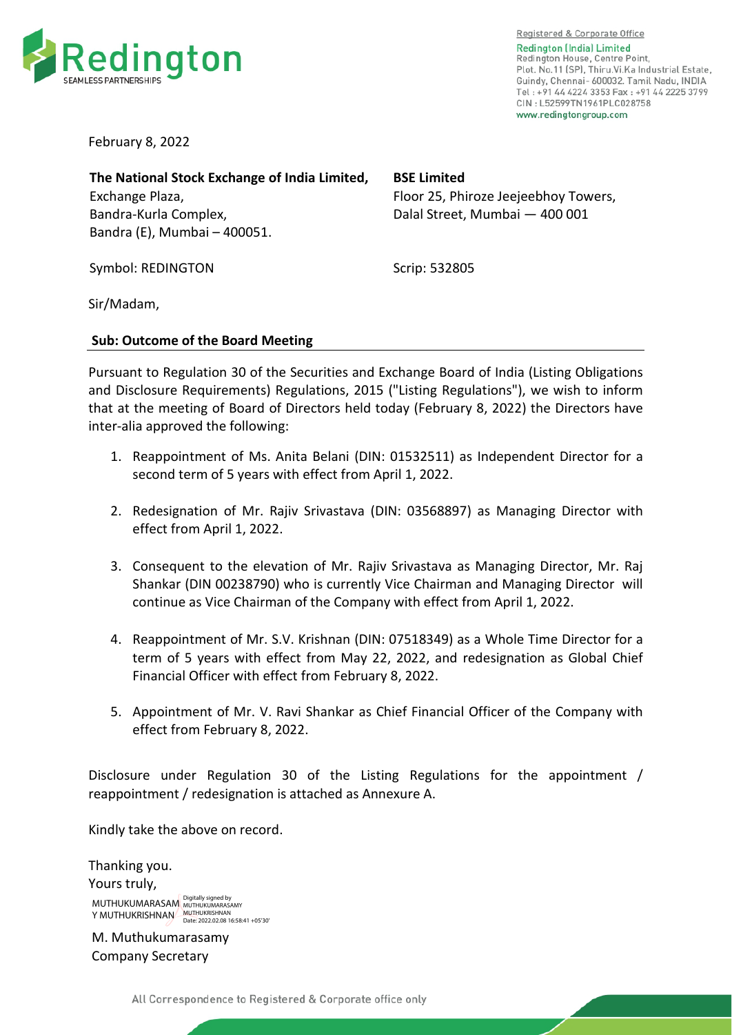Registered & Corporate Office
Redington (India) Limited
Redington House, Centre Point,
Plot. No.11 (SP), Thiru.Vi.Ka Industrial Estate,
Guindy, Chennai- 600032. Tamil Nadu, INDIA
Tel : +91 44 4224 3353 Fax : +91 44 2225 3799
CIN : L52599TN1961PLC028758
www.redingtongroup.com

February 8, 2022

**The National Stock Exchange of India Limited,**
Exchange Plaza,
Bandra-Kurla Complex,
Bandra (E), Mumbai – 400051.

Symbol: REDINGTON

**BSE Limited**
Floor 25, Phiroze Jeejeebhoy Towers,
Dalal Street, Mumbai — 400 001

Scrip: 532805

Sir/Madam,

**Sub: Outcome of the Board Meeting**

Pursuant to Regulation 30 of the Securities and Exchange Board of India (Listing Obligations and Disclosure Requirements) Regulations, 2015 ("Listing Regulations"), we wish to inform that at the meeting of Board of Directors held today (February 8, 2022) the Directors have inter-alia approved the following:

1. Reappointment of Ms. Anita Belani (DIN: 01532511) as Independent Director for a second term of 5 years with effect from April 1, 2022.

2. Redesignation of Mr. Rajiv Srivastava (DIN: 03568897) as Managing Director with effect from April 1, 2022.

3. Consequent to the elevation of Mr. Rajiv Srivastava as Managing Director, Mr. Raj Shankar (DIN 00238790) who is currently Vice Chairman and Managing Director will continue as Vice Chairman of the Company with effect from April 1, 2022.

4. Reappointment of Mr. S.V. Krishnan (DIN: 07518349) as a Whole Time Director for a term of 5 years with effect from May 22, 2022, and redesignation as Global Chief Financial Officer with effect from February 8, 2022.

5. Appointment of Mr. V. Ravi Shankar as Chief Financial Officer of the Company with effect from February 8, 2022.

Disclosure under Regulation 30 of the Listing Regulations for the appointment / reappointment / redesignation is attached as Annexure A.

Kindly take the above on record.

Thanking you.
Yours truly,

MUTHUKUMARASAMY MUTHUKRISHNAN
Digitally signed by MUTHUKUMARASAMY MUTHUKRISHNAN
Date: 2022.02.08 16:58:41 +05'30'

M. Muthukumarasamy
Company Secretary

All Correspondence to Registered & Corporate office only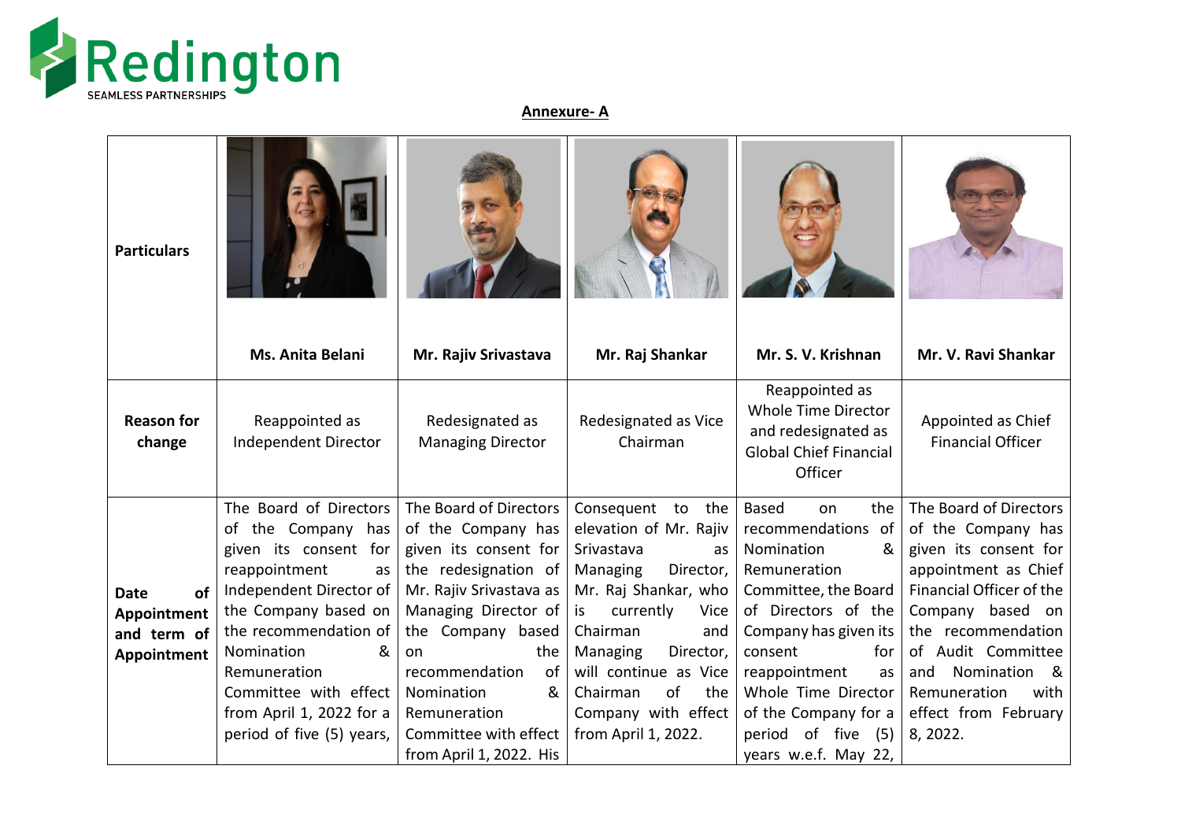**Annexure- A**

| Particulars | Ms. Anita Belani | Mr. Rajiv Srivastava | Mr. Raj Shankar | Mr. S. V. Krishnan | Mr. V. Ravi Shankar |
|---|---|---|---|---|---|
| **Reason for change** | Reappointed as Independent Director | Redesignated as Managing Director | Redesignated as Vice Chairman | Reappointed as Whole Time Director and redesignated as Global Chief Financial Officer | Appointed as Chief Financial Officer |
| **Date of Appointment and term of Appointment** | The Board of Directors of the Company has given its consent for reappointment as Independent Director of the Company based on the recommendation of Nomination & Remuneration Committee with effect from April 1, 2022 for a period of five (5) years, | The Board of Directors of the Company has given its consent for the redesignation of Mr. Rajiv Srivastava as Managing Director of the Company based on the recommendation of Nomination & Remuneration Committee with effect from April 1, 2022. His | Consequent to the elevation of Mr. Rajiv Srivastava as Managing Director, Mr. Raj Shankar, who is currently Vice Chairman and Managing Director, will continue as Vice Chairman of the Company with effect from April 1, 2022. | Based on the recommendations of Nomination & Remuneration Committee, the Board of Directors of the Company has given its consent for reappointment as Whole Time Director of the Company for a period of five (5) years w.e.f. May 22, | The Board of Directors of the Company has given its consent for appointment as Chief Financial Officer of the Company based on the recommendation of Audit Committee and Nomination & Remuneration with effect from February 8, 2022. |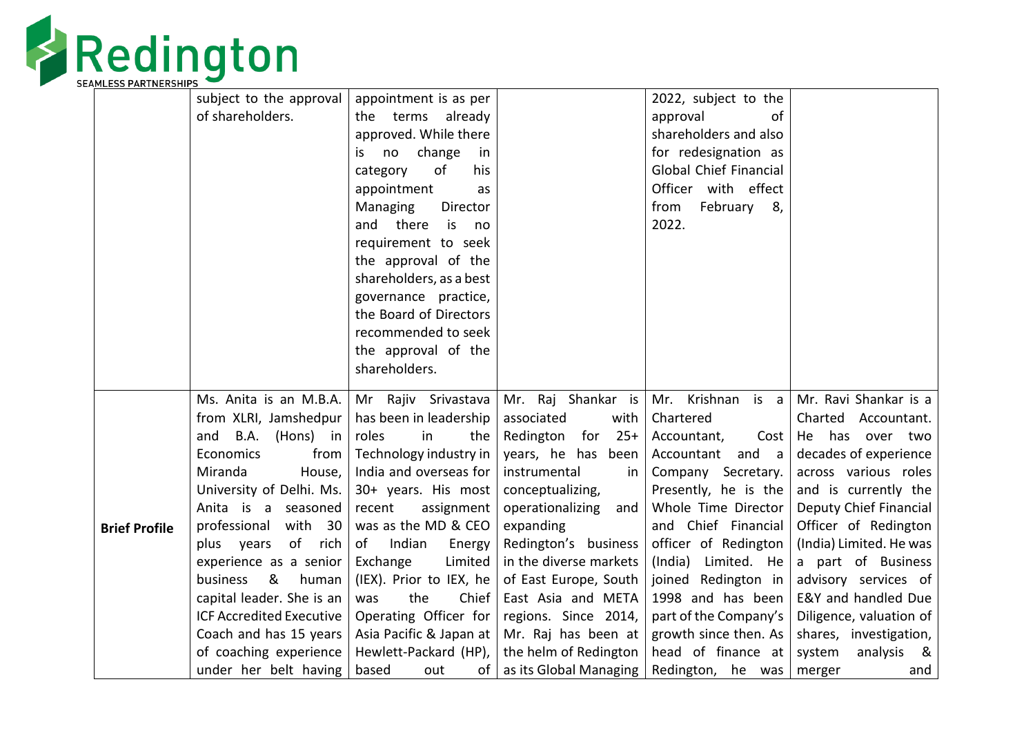| | | | | | |
|---|---|---|---|---|---|
| | subject to the approval of shareholders. | appointment is as per the terms already approved. While there is no change in category of his appointment as Managing Director and there is no requirement to seek the approval of the shareholders, as a best governance practice, the Board of Directors recommended to seek the approval of the shareholders. | | 2022, subject to the approval of shareholders and also for redesignation as Global Chief Financial Officer with effect from February 8, 2022. | |
| **Brief Profile** | Ms. Anita is an M.B.A. from XLRI, Jamshedpur and B.A. (Hons) in Economics from Miranda House, University of Delhi. Ms. Anita is a seasoned professional with 30 plus years of rich experience as a senior business & human capital leader. She is an ICF Accredited Executive Coach and has 15 years of coaching experience under her belt having | Mr Rajiv Srivastava has been in leadership roles in the Technology industry in India and overseas for 30+ years. His most recent assignment was as the MD & CEO of Indian Energy Exchange Limited (IEX). Prior to IEX, he was the Chief Operating Officer for Asia Pacific & Japan at Hewlett-Packard (HP), based out of | Mr. Raj Shankar is associated with Redington for 25+ years, he has been instrumental in conceptualizing, operationalizing and expanding Redington's business in the diverse markets of East Europe, South East Asia and META regions. Since 2014, Mr. Raj has been at the helm of Redington as its Global Managing | Mr. Krishnan is a Chartered Accountant, Cost Accountant and a Company Secretary. Presently, he is the Whole Time Director and Chief Financial officer of Redington (India) Limited. He joined Redington in 1998 and has been part of the Company's growth since then. As head of finance at Redington, he was | Mr. Ravi Shankar is a Charted Accountant. He has over two decades of experience across various roles and is currently the Deputy Chief Financial Officer of Redington (India) Limited. He was a part of Business advisory services of E&Y and handled Due Diligence, valuation of shares, investigation, system analysis & merger and |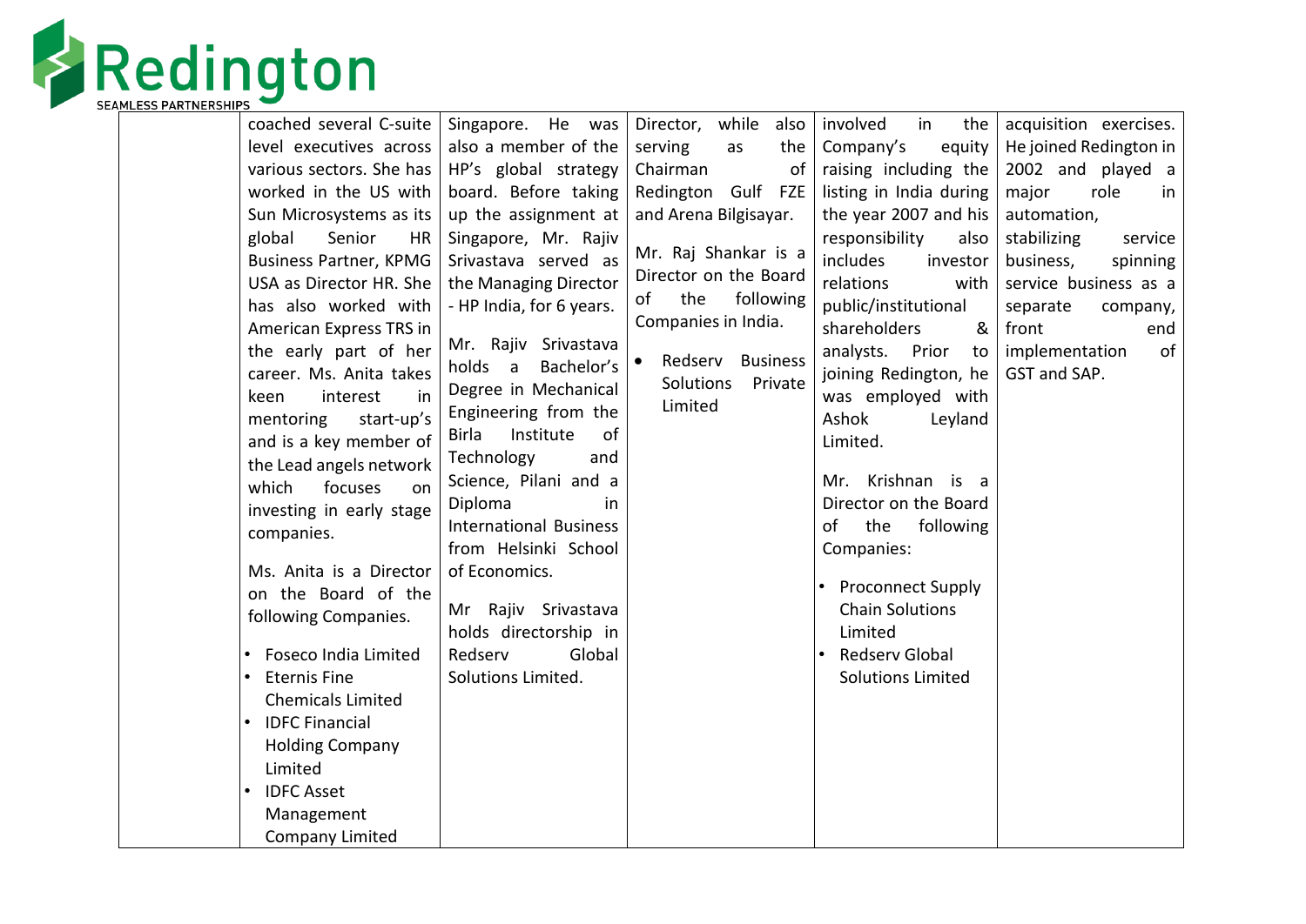| | | | | | |
|---|---|---|---|---|---|
| | coached several C-suite level executives across various sectors. She has worked in the US with Sun Microsystems as its global Senior HR Business Partner, KPMG USA as Director HR. She has also worked with American Express TRS in the early part of her career. Ms. Anita takes keen interest in mentoring start-up's and is a key member of the Lead angels network which focuses on investing in early stage companies.<br><br>Ms. Anita is a Director on the Board of the following Companies.<br><br>• Foseco India Limited<br>• Eternis Fine Chemicals Limited<br>• IDFC Financial Holding Company Limited<br>• IDFC Asset Management Company Limited | Singapore. He was also a member of the HP's global strategy board. Before taking up the assignment at Singapore, Mr. Rajiv Srivastava served as the Managing Director - HP India, for 6 years.<br><br>Mr. Rajiv Srivastava holds a Bachelor's Degree in Mechanical Engineering from the Birla Institute of Technology and Science, Pilani and a Diploma in International Business from Helsinki School of Economics.<br><br>Mr Rajiv Srivastava holds directorship in Redserv Global Solutions Limited. | Director, while also serving as the Chairman of Redington Gulf FZE and Arena Bilgisayar.<br><br>Mr. Raj Shankar is a Director on the Board of the following Companies in India.<br><br>• Redserv Business Solutions Private Limited | involved in the Company's equity raising including the listing in India during the year 2007 and his responsibility also includes investor relations with public/institutional shareholders & analysts. Prior to joining Redington, he was employed with Ashok Leyland Limited.<br><br>Mr. Krishnan is a Director on the Board of the following Companies:<br><br>• Proconnect Supply Chain Solutions Limited<br>• Redserv Global Solutions Limited | acquisition exercises. He joined Redington in 2002 and played a major role in automation, stabilizing service business, spinning service business as a separate company, front end implementation of GST and SAP. |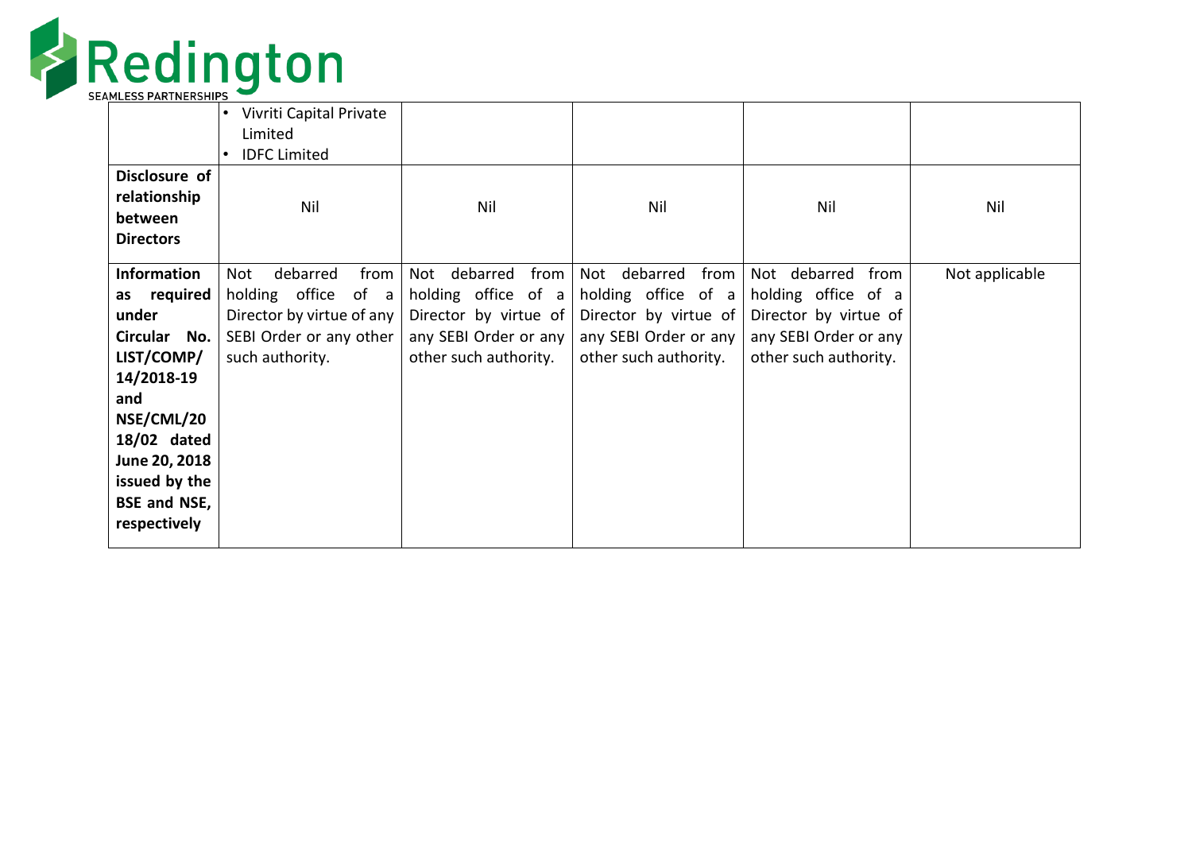| | | | | | |
|---|---|---|---|---|---|
| | • Vivriti Capital Private Limited<br>• IDFC Limited | | | | |
| **Disclosure of relationship between Directors** | Nil | Nil | Nil | Nil | Nil |
| **Information as required under Circular No. LIST/COMP/ 14/2018-19 and NSE/CML/20 18/02 dated June 20, 2018 issued by the BSE and NSE, respectively** | Not debarred from holding office of a Director by virtue of any SEBI Order or any other such authority. | Not debarred from holding office of a Director by virtue of any SEBI Order or any other such authority. | Not debarred from holding office of a Director by virtue of any SEBI Order or any other such authority. | Not debarred from holding office of a Director by virtue of any SEBI Order or any other such authority. | Not applicable |